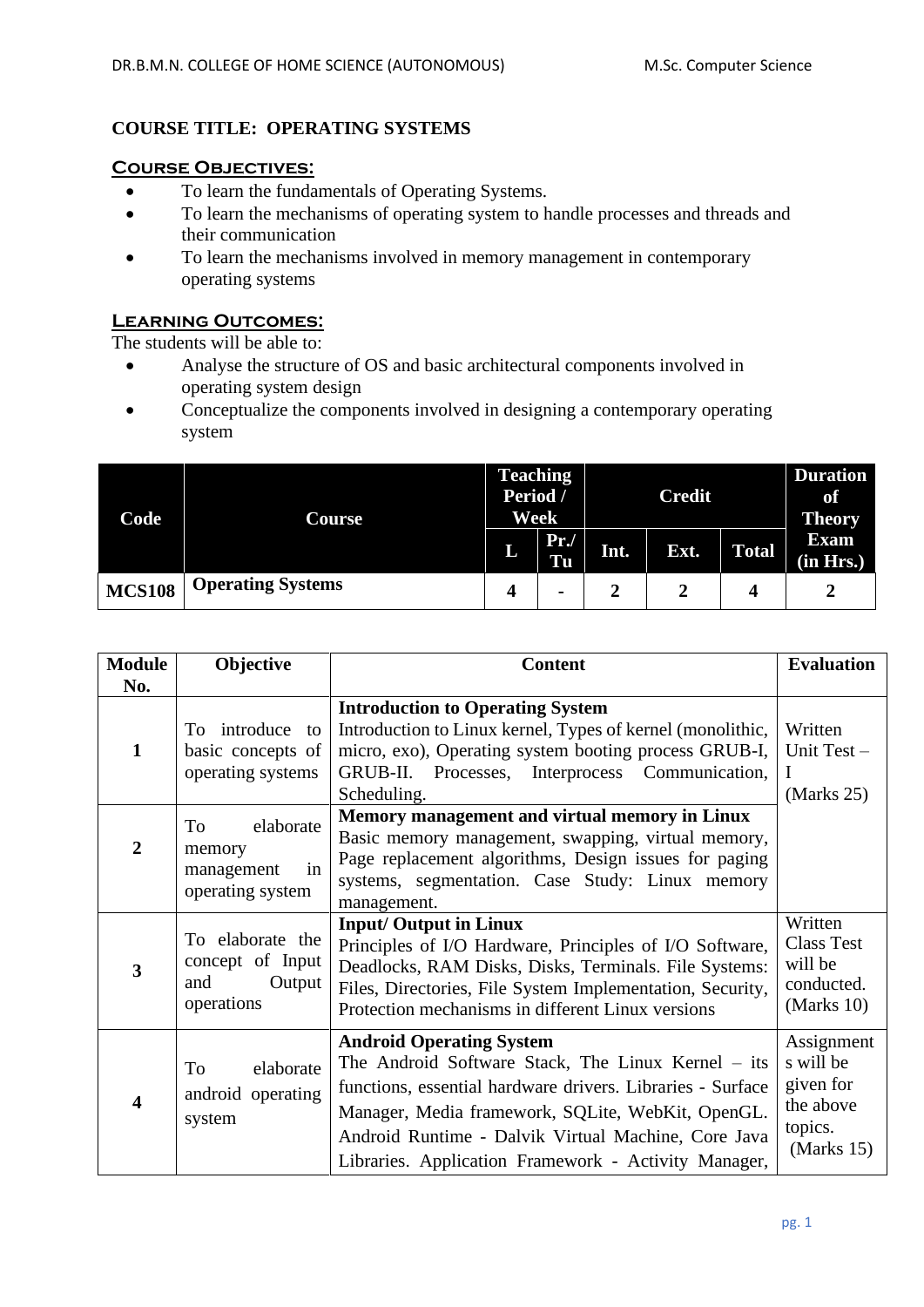**COURSE TITLE: OPERATING SYSTEMS**

## Course Objectives:

- To learn the fundamentals of Operating Systems.
- To learn the mechanisms of operating system to handle processes and threads and their communication
- To learn the mechanisms involved in memory management in contemporary operating systems

## Learning Outcomes:

The students will be able to:

- Analyse the structure of OS and basic architectural components involved in operating system design
- Conceptualize the components involved in designing a contemporary operating system

| Code | Course | Teaching Period / Week | | Credit | | | Duration of Theory Exam (in Hrs.) |
|---|---|---|---|---|---|---|---|
| | | L | Pr./ Tu | Int. | Ext. | Total | |
| MCS108 | Operating Systems | 4 | - | 2 | 2 | 4 | 2 |

| Module No. | Objective | Content | Evaluation |
|---|---|---|---|
| 1 | To introduce to basic concepts of operating systems | **Introduction to Operating System** Introduction to Linux kernel, Types of kernel (monolithic, micro, exo), Operating system booting process GRUB-I, GRUB-II. Processes, Interprocess Communication, Scheduling. | Written Unit Test – I (Marks 25) |
| 2 | To elaborate memory management in operating system | **Memory management and virtual memory in Linux** Basic memory management, swapping, virtual memory, Page replacement algorithms, Design issues for paging systems, segmentation. Case Study: Linux memory management. | |
| 3 | To elaborate the concept of Input and Output operations | **Input/ Output in Linux** Principles of I/O Hardware, Principles of I/O Software, Deadlocks, RAM Disks, Disks, Terminals. File Systems: Files, Directories, File System Implementation, Security, Protection mechanisms in different Linux versions | Written Class Test will be conducted. (Marks 10) |
| 4 | To elaborate android operating system | **Android Operating System** The Android Software Stack, The Linux Kernel – its functions, essential hardware drivers. Libraries - Surface Manager, Media framework, SQLite, WebKit, OpenGL. Android Runtime - Dalvik Virtual Machine, Core Java Libraries. Application Framework - Activity Manager, | Assignments will be given for the above topics. (Marks 15) |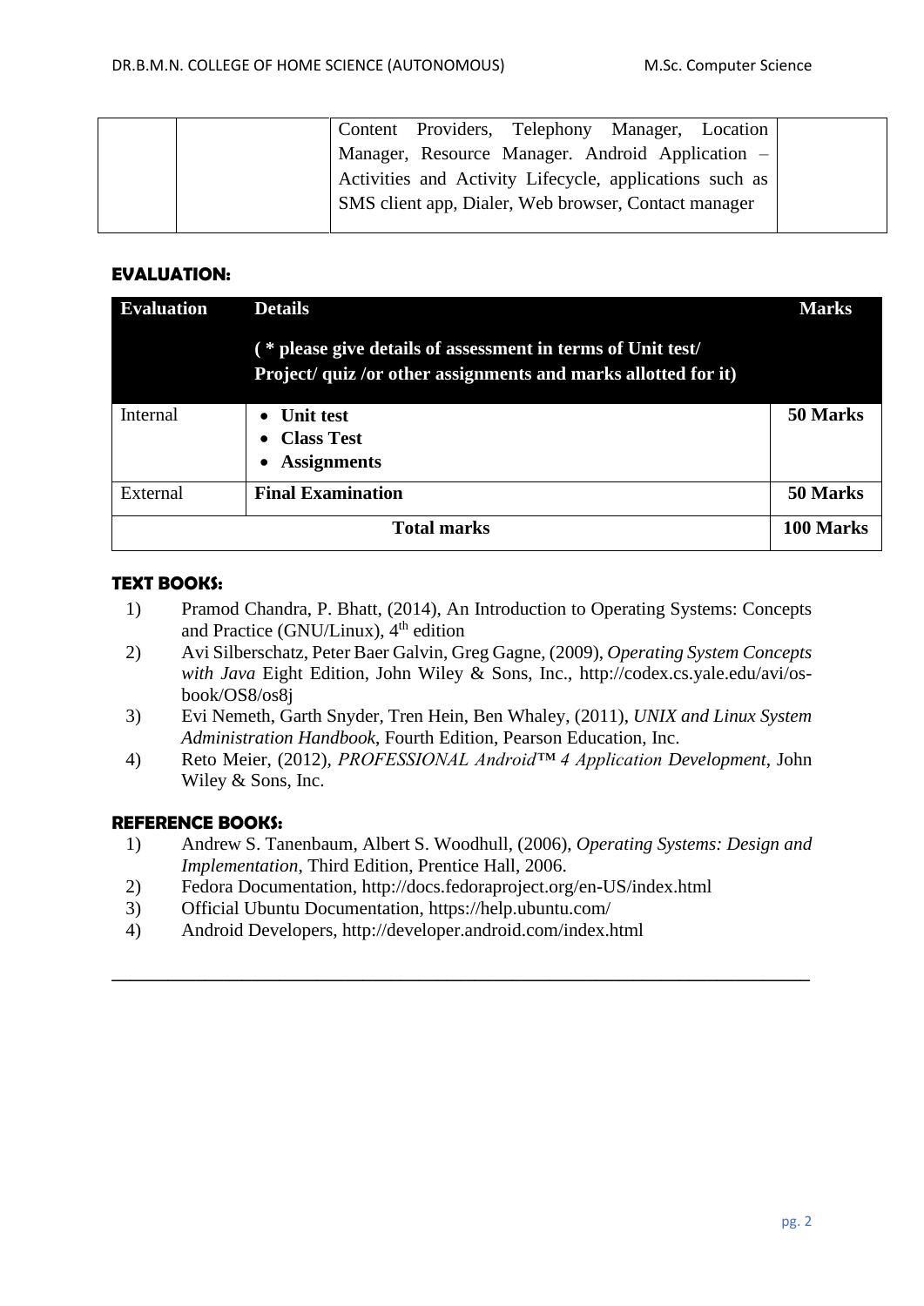| | | | |
|---|---|---|---|
| | | Content Providers, Telephony Manager, Location Manager, Resource Manager. Android Application – Activities and Activity Lifecycle, applications such as SMS client app, Dialer, Web browser, Contact manager | |

## EVALUATION:

| Evaluation | Details<br><br>( * please give details of assessment in terms of Unit test/ Project/ quiz /or other assignments and marks allotted for it) | Marks |
|---|---|---|
| Internal | • **Unit test**<br>• **Class Test**<br>• **Assignments** | **50 Marks** |
| External | **Final Examination** | **50 Marks** |
| | **Total marks** | **100 Marks** |

## TEXT BOOKS:

1) Pramod Chandra, P. Bhatt, (2014), An Introduction to Operating Systems: Concepts and Practice (GNU/Linux), 4th edition
2) Avi Silberschatz, Peter Baer Galvin, Greg Gagne, (2009), *Operating System Concepts with Java* Eight Edition, John Wiley & Sons, Inc., http://codex.cs.yale.edu/avi/os-book/OS8/os8j
3) Evi Nemeth, Garth Snyder, Tren Hein, Ben Whaley, (2011), *UNIX and Linux System Administration Handbook*, Fourth Edition, Pearson Education, Inc.
4) Reto Meier, (2012), *PROFESSIONAL Android™ 4 Application Development*, John Wiley & Sons, Inc.

## REFERENCE BOOKS:

1) Andrew S. Tanenbaum, Albert S. Woodhull, (2006), *Operating Systems: Design and Implementation*, Third Edition, Prentice Hall, 2006.
2) Fedora Documentation, http://docs.fedoraproject.org/en-US/index.html
3) Official Ubuntu Documentation, https://help.ubuntu.com/
4) Android Developers, http://developer.android.com/index.html